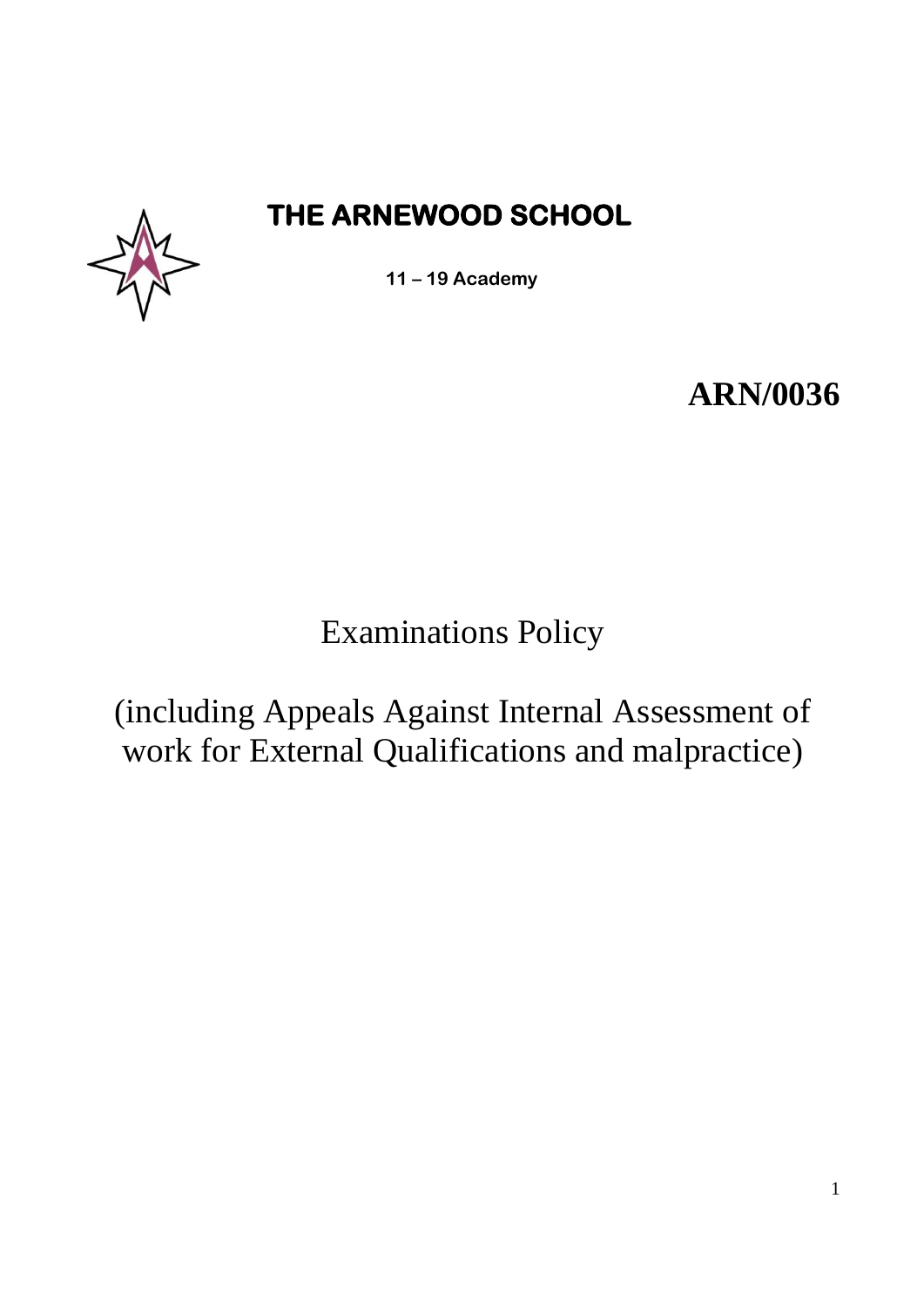# THE ARNEWOOD SCHOOL

**11 – 19 Academy**

**ARN/0036**

# Examinations Policy

(including Appeals Against Internal Assessment of work for External Qualifications and malpractice)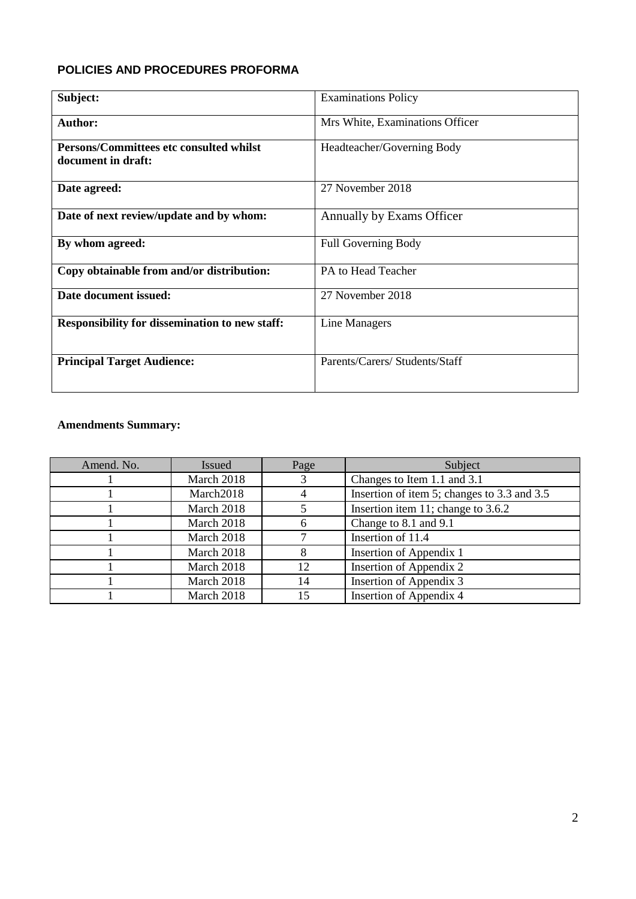**POLICIES AND PROCEDURES PROFORMA**

| | |
|---|---|
| **Subject:** | Examinations Policy |
| **Author:** | Mrs White, Examinations Officer |
| **Persons/Committees etc consulted whilst document in draft:** | Headteacher/Governing Body |
| **Date agreed:** | 27 November 2018 |
| **Date of next review/update and by whom:** | Annually by Exams Officer |
| **By whom agreed:** | Full Governing Body |
| **Copy obtainable from and/or distribution:** | PA to Head Teacher |
| **Date document issued:** | 27 November 2018 |
| **Responsibility for dissemination to new staff:** | Line Managers |
| **Principal Target Audience:** | Parents/Carers/ Students/Staff |

**Amendments Summary:**

| Amend. No. | Issued | Page | Subject |
|---|---|---|---|
| 1 | March 2018 | 3 | Changes to Item 1.1 and 3.1 |
| 1 | March2018 | 4 | Insertion of item 5; changes to 3.3 and 3.5 |
| 1 | March 2018 | 5 | Insertion item 11; change to 3.6.2 |
| 1 | March 2018 | 6 | Change to 8.1 and 9.1 |
| 1 | March 2018 | 7 | Insertion of 11.4 |
| 1 | March 2018 | 8 | Insertion of Appendix 1 |
| 1 | March 2018 | 12 | Insertion of Appendix 2 |
| 1 | March 2018 | 14 | Insertion of Appendix 3 |
| 1 | March 2018 | 15 | Insertion of Appendix 4 |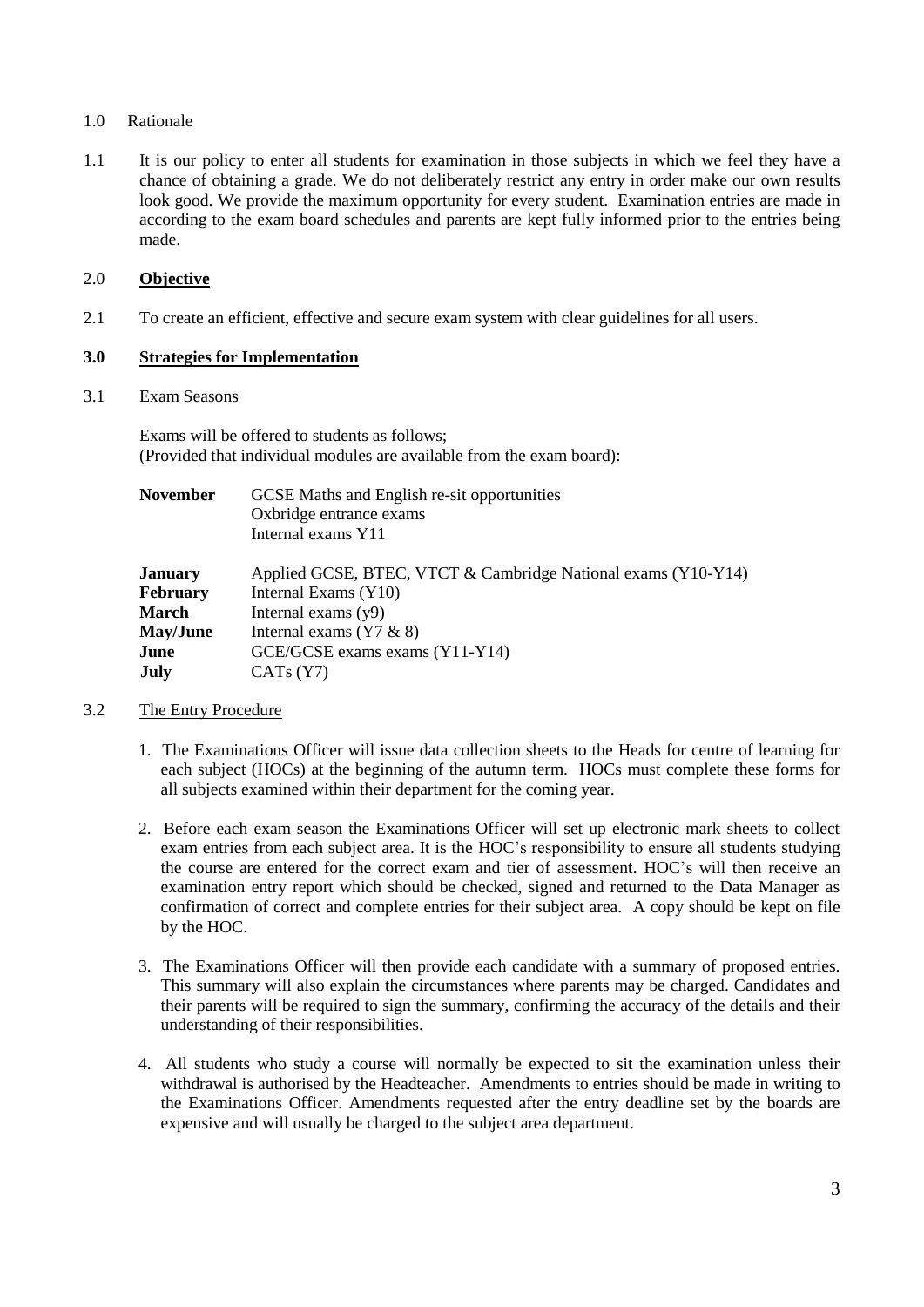## 1.0 Rationale

1.1 It is our policy to enter all students for examination in those subjects in which we feel they have a chance of obtaining a grade. We do not deliberately restrict any entry in order make our own results look good. We provide the maximum opportunity for every student. Examination entries are made in according to the exam board schedules and parents are kept fully informed prior to the entries being made.

## 2.0 **Objective**

2.1 To create an efficient, effective and secure exam system with clear guidelines for all users.

## 3.0 **Strategies for Implementation**

3.1 Exam Seasons

Exams will be offered to students as follows;
(Provided that individual modules are available from the exam board):

| | |
|---|---|
| **November** | GCSE Maths and English re-sit opportunities<br>Oxbridge entrance exams<br>Internal exams Y11 |
| **January** | Applied GCSE, BTEC, VTCT & Cambridge National exams (Y10-Y14) |
| **February** | Internal Exams (Y10) |
| **March** | Internal exams (y9) |
| **May/June** | Internal exams (Y7 & 8) |
| **June** | GCE/GCSE exams exams (Y11-Y14) |
| **July** | CATs (Y7) |

3.2 The Entry Procedure

1. The Examinations Officer will issue data collection sheets to the Heads for centre of learning for each subject (HOCs) at the beginning of the autumn term. HOCs must complete these forms for all subjects examined within their department for the coming year.

2. Before each exam season the Examinations Officer will set up electronic mark sheets to collect exam entries from each subject area. It is the HOC's responsibility to ensure all students studying the course are entered for the correct exam and tier of assessment. HOC's will then receive an examination entry report which should be checked, signed and returned to the Data Manager as confirmation of correct and complete entries for their subject area. A copy should be kept on file by the HOC.

3. The Examinations Officer will then provide each candidate with a summary of proposed entries. This summary will also explain the circumstances where parents may be charged. Candidates and their parents will be required to sign the summary, confirming the accuracy of the details and their understanding of their responsibilities.

4. All students who study a course will normally be expected to sit the examination unless their withdrawal is authorised by the Headteacher. Amendments to entries should be made in writing to the Examinations Officer. Amendments requested after the entry deadline set by the boards are expensive and will usually be charged to the subject area department.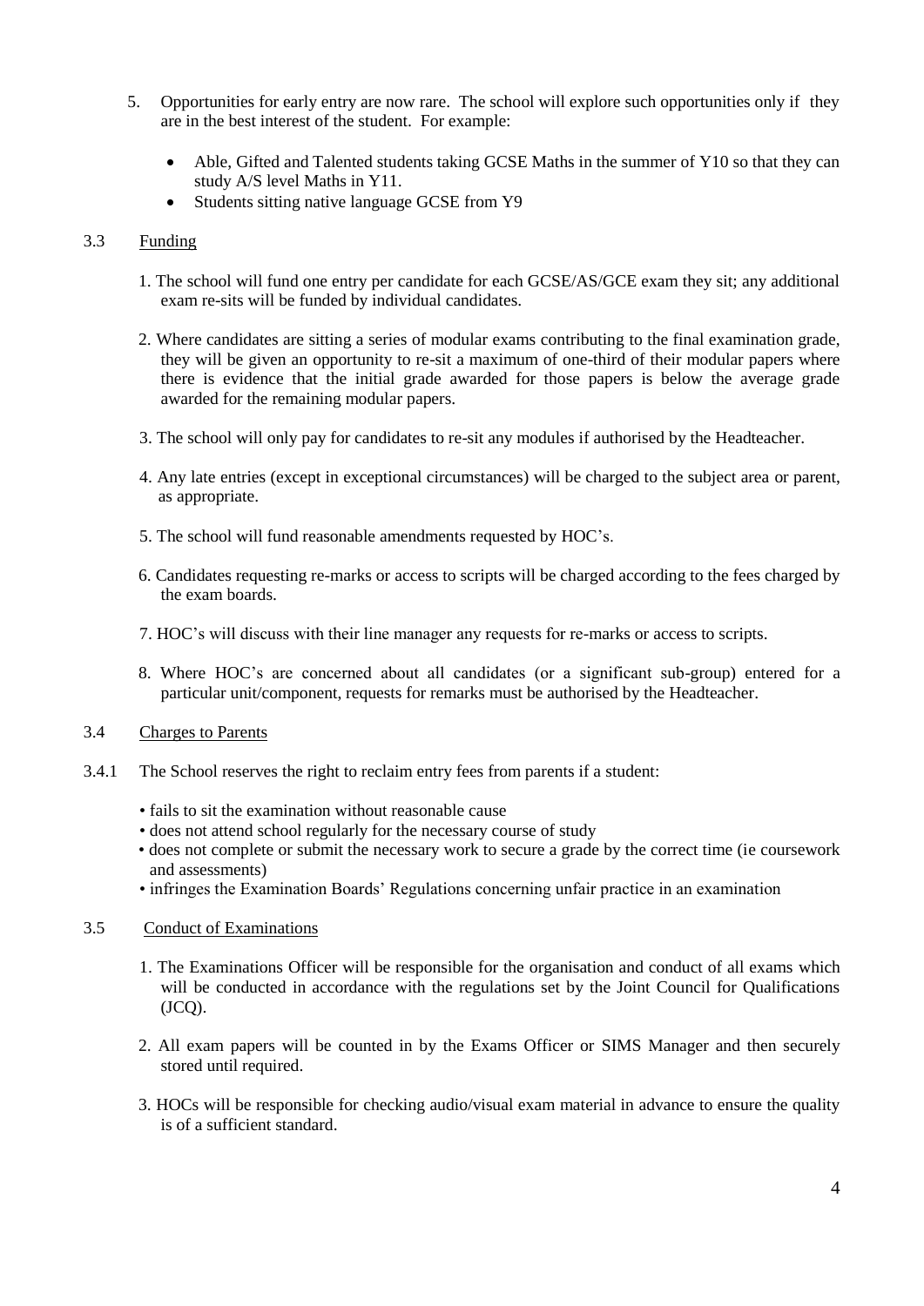5. Opportunities for early entry are now rare. The school will explore such opportunities only if they are in the best interest of the student. For example:

   - Able, Gifted and Talented students taking GCSE Maths in the summer of Y10 so that they can study A/S level Maths in Y11.
   - Students sitting native language GCSE from Y9

### 3.3 Funding

1. The school will fund one entry per candidate for each GCSE/AS/GCE exam they sit; any additional exam re-sits will be funded by individual candidates.

2. Where candidates are sitting a series of modular exams contributing to the final examination grade, they will be given an opportunity to re-sit a maximum of one-third of their modular papers where there is evidence that the initial grade awarded for those papers is below the average grade awarded for the remaining modular papers.

3. The school will only pay for candidates to re-sit any modules if authorised by the Headteacher.

4. Any late entries (except in exceptional circumstances) will be charged to the subject area or parent, as appropriate.

5. The school will fund reasonable amendments requested by HOC's.

6. Candidates requesting re-marks or access to scripts will be charged according to the fees charged by the exam boards.

7. HOC's will discuss with their line manager any requests for re-marks or access to scripts.

8. Where HOC's are concerned about all candidates (or a significant sub-group) entered for a particular unit/component, requests for remarks must be authorised by the Headteacher.

### 3.4 Charges to Parents

3.4.1 The School reserves the right to reclaim entry fees from parents if a student:

- fails to sit the examination without reasonable cause
- does not attend school regularly for the necessary course of study
- does not complete or submit the necessary work to secure a grade by the correct time (ie coursework and assessments)
- infringes the Examination Boards' Regulations concerning unfair practice in an examination

### 3.5 Conduct of Examinations

1. The Examinations Officer will be responsible for the organisation and conduct of all exams which will be conducted in accordance with the regulations set by the Joint Council for Qualifications (JCQ).

2. All exam papers will be counted in by the Exams Officer or SIMS Manager and then securely stored until required.

3. HOCs will be responsible for checking audio/visual exam material in advance to ensure the quality is of a sufficient standard.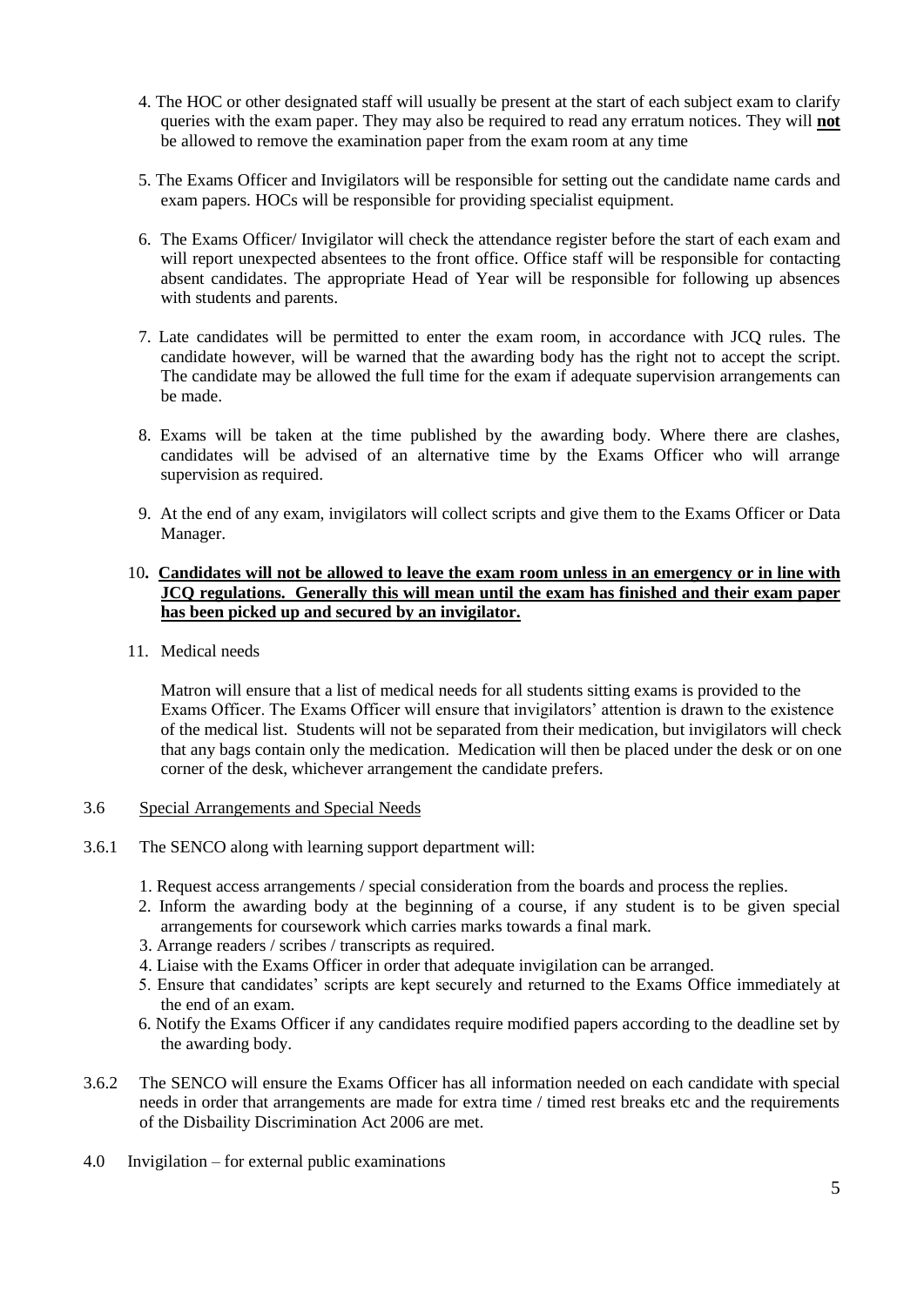4. The HOC or other designated staff will usually be present at the start of each subject exam to clarify queries with the exam paper. They may also be required to read any erratum notices. They will **not** be allowed to remove the examination paper from the exam room at any time

5. The Exams Officer and Invigilators will be responsible for setting out the candidate name cards and exam papers. HOCs will be responsible for providing specialist equipment.

6. The Exams Officer/ Invigilator will check the attendance register before the start of each exam and will report unexpected absentees to the front office. Office staff will be responsible for contacting absent candidates. The appropriate Head of Year will be responsible for following up absences with students and parents.

7. Late candidates will be permitted to enter the exam room, in accordance with JCQ rules. The candidate however, will be warned that the awarding body has the right not to accept the script. The candidate may be allowed the full time for the exam if adequate supervision arrangements can be made.

8. Exams will be taken at the time published by the awarding body. Where there are clashes, candidates will be advised of an alternative time by the Exams Officer who will arrange supervision as required.

9. At the end of any exam, invigilators will collect scripts and give them to the Exams Officer or Data Manager.

10. **Candidates will not be allowed to leave the exam room unless in an emergency or in line with JCQ regulations. Generally this will mean until the exam has finished and their exam paper has been picked up and secured by an invigilator.**

11. Medical needs

    Matron will ensure that a list of medical needs for all students sitting exams is provided to the Exams Officer. The Exams Officer will ensure that invigilators' attention is drawn to the existence of the medical list. Students will not be separated from their medication, but invigilators will check that any bags contain only the medication. Medication will then be placed under the desk or on one corner of the desk, whichever arrangement the candidate prefers.

3.6 Special Arrangements and Special Needs

3.6.1 The SENCO along with learning support department will:

1. Request access arrangements / special consideration from the boards and process the replies.
2. Inform the awarding body at the beginning of a course, if any student is to be given special arrangements for coursework which carries marks towards a final mark.
3. Arrange readers / scribes / transcripts as required.
4. Liaise with the Exams Officer in order that adequate invigilation can be arranged.
5. Ensure that candidates' scripts are kept securely and returned to the Exams Office immediately at the end of an exam.
6. Notify the Exams Officer if any candidates require modified papers according to the deadline set by the awarding body.

3.6.2 The SENCO will ensure the Exams Officer has all information needed on each candidate with special needs in order that arrangements are made for extra time / timed rest breaks etc and the requirements of the Disbaility Discrimination Act 2006 are met.

4.0 Invigilation – for external public examinations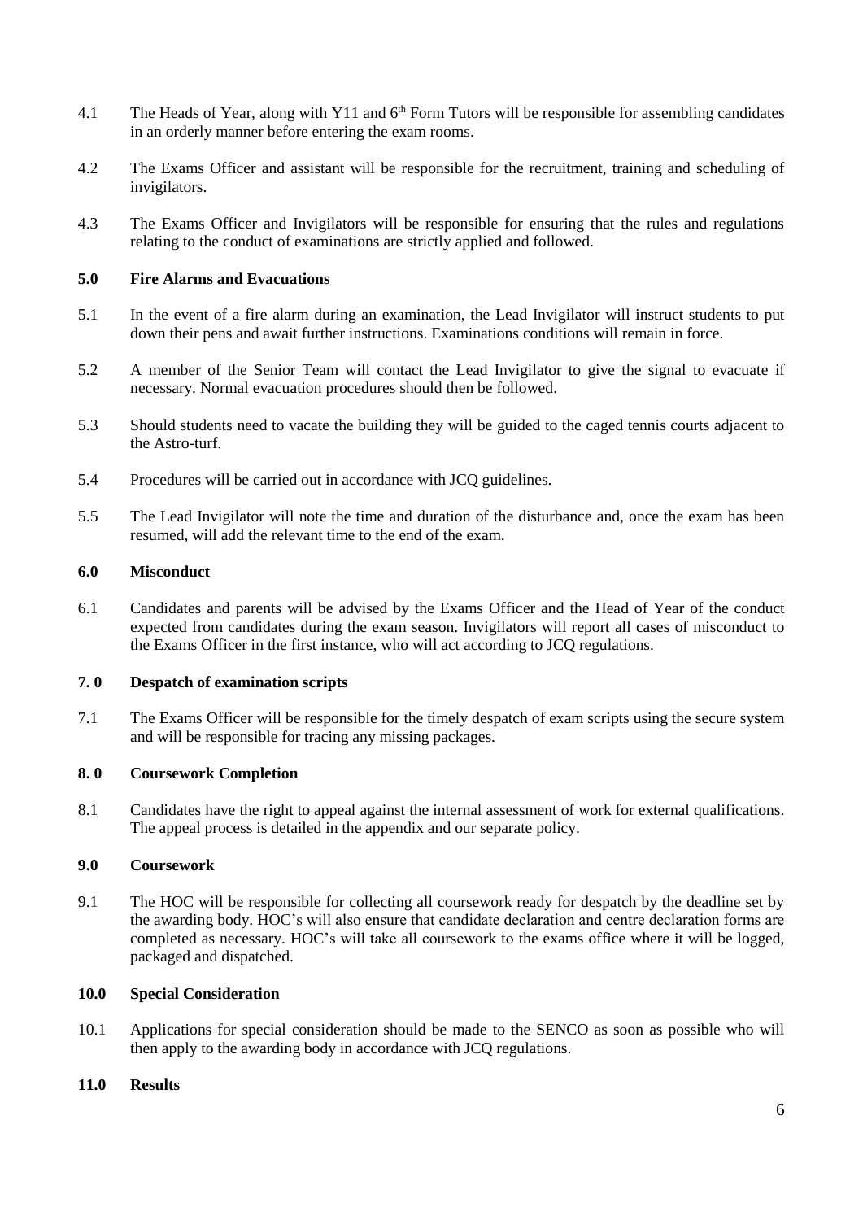4.1 The Heads of Year, along with Y11 and 6th Form Tutors will be responsible for assembling candidates in an orderly manner before entering the exam rooms.

4.2 The Exams Officer and assistant will be responsible for the recruitment, training and scheduling of invigilators.

4.3 The Exams Officer and Invigilators will be responsible for ensuring that the rules and regulations relating to the conduct of examinations are strictly applied and followed.

## 5.0 Fire Alarms and Evacuations

5.1 In the event of a fire alarm during an examination, the Lead Invigilator will instruct students to put down their pens and await further instructions. Examinations conditions will remain in force.

5.2 A member of the Senior Team will contact the Lead Invigilator to give the signal to evacuate if necessary. Normal evacuation procedures should then be followed.

5.3 Should students need to vacate the building they will be guided to the caged tennis courts adjacent to the Astro-turf.

5.4 Procedures will be carried out in accordance with JCQ guidelines.

5.5 The Lead Invigilator will note the time and duration of the disturbance and, once the exam has been resumed, will add the relevant time to the end of the exam.

## 6.0 Misconduct

6.1 Candidates and parents will be advised by the Exams Officer and the Head of Year of the conduct expected from candidates during the exam season. Invigilators will report all cases of misconduct to the Exams Officer in the first instance, who will act according to JCQ regulations.

## 7. 0 Despatch of examination scripts

7.1 The Exams Officer will be responsible for the timely despatch of exam scripts using the secure system and will be responsible for tracing any missing packages.

## 8. 0 Coursework Completion

8.1 Candidates have the right to appeal against the internal assessment of work for external qualifications. The appeal process is detailed in the appendix and our separate policy.

## 9.0 Coursework

9.1 The HOC will be responsible for collecting all coursework ready for despatch by the deadline set by the awarding body. HOC's will also ensure that candidate declaration and centre declaration forms are completed as necessary. HOC's will take all coursework to the exams office where it will be logged, packaged and dispatched.

## 10.0 Special Consideration

10.1 Applications for special consideration should be made to the SENCO as soon as possible who will then apply to the awarding body in accordance with JCQ regulations.

## 11.0 Results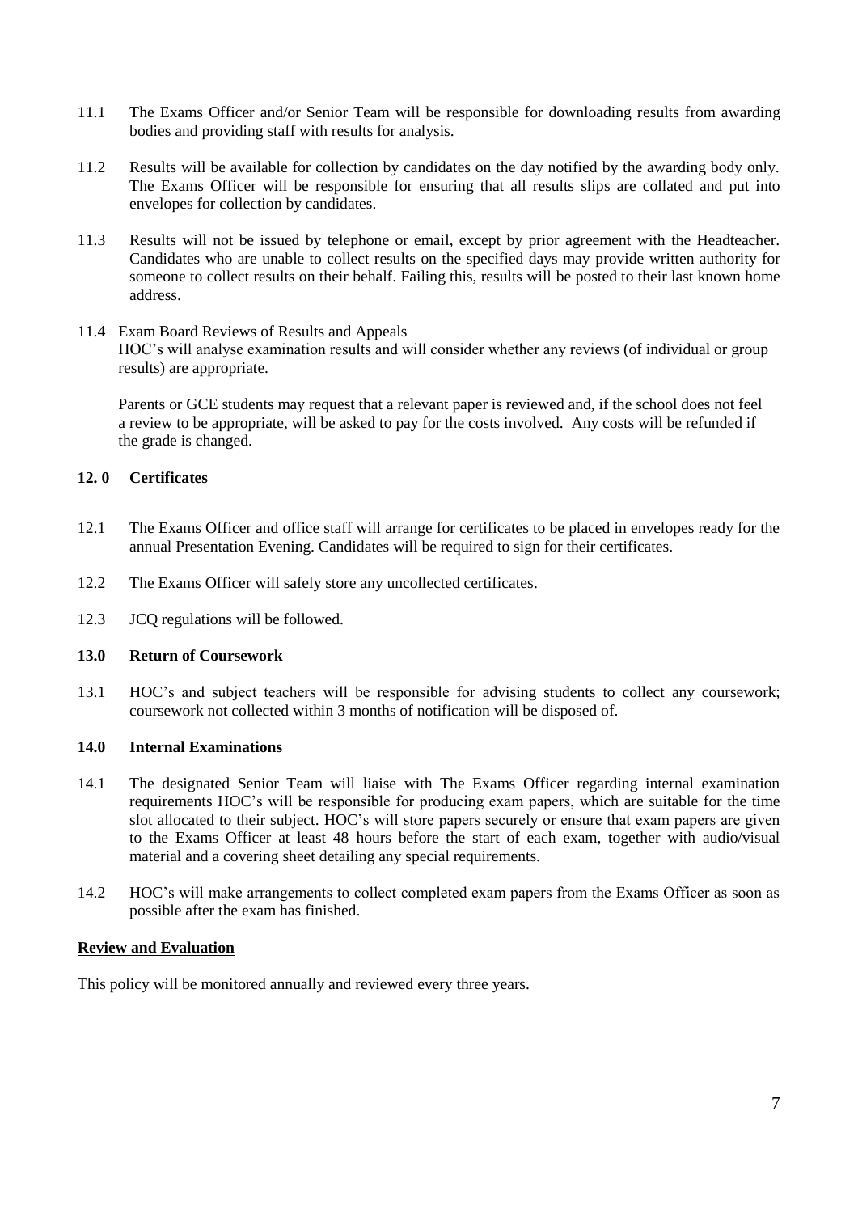11.1 The Exams Officer and/or Senior Team will be responsible for downloading results from awarding bodies and providing staff with results for analysis.

11.2 Results will be available for collection by candidates on the day notified by the awarding body only. The Exams Officer will be responsible for ensuring that all results slips are collated and put into envelopes for collection by candidates.

11.3 Results will not be issued by telephone or email, except by prior agreement with the Headteacher. Candidates who are unable to collect results on the specified days may provide written authority for someone to collect results on their behalf. Failing this, results will be posted to their last known home address.

11.4 Exam Board Reviews of Results and Appeals
HOC's will analyse examination results and will consider whether any reviews (of individual or group results) are appropriate.

Parents or GCE students may request that a relevant paper is reviewed and, if the school does not feel a review to be appropriate, will be asked to pay for the costs involved. Any costs will be refunded if the grade is changed.

## 12. 0 Certificates

12.1 The Exams Officer and office staff will arrange for certificates to be placed in envelopes ready for the annual Presentation Evening. Candidates will be required to sign for their certificates.

12.2 The Exams Officer will safely store any uncollected certificates.

12.3 JCQ regulations will be followed.

## 13.0 Return of Coursework

13.1 HOC's and subject teachers will be responsible for advising students to collect any coursework; coursework not collected within 3 months of notification will be disposed of.

## 14.0 Internal Examinations

14.1 The designated Senior Team will liaise with The Exams Officer regarding internal examination requirements HOC's will be responsible for producing exam papers, which are suitable for the time slot allocated to their subject. HOC's will store papers securely or ensure that exam papers are given to the Exams Officer at least 48 hours before the start of each exam, together with audio/visual material and a covering sheet detailing any special requirements.

14.2 HOC's will make arrangements to collect completed exam papers from the Exams Officer as soon as possible after the exam has finished.

## Review and Evaluation

This policy will be monitored annually and reviewed every three years.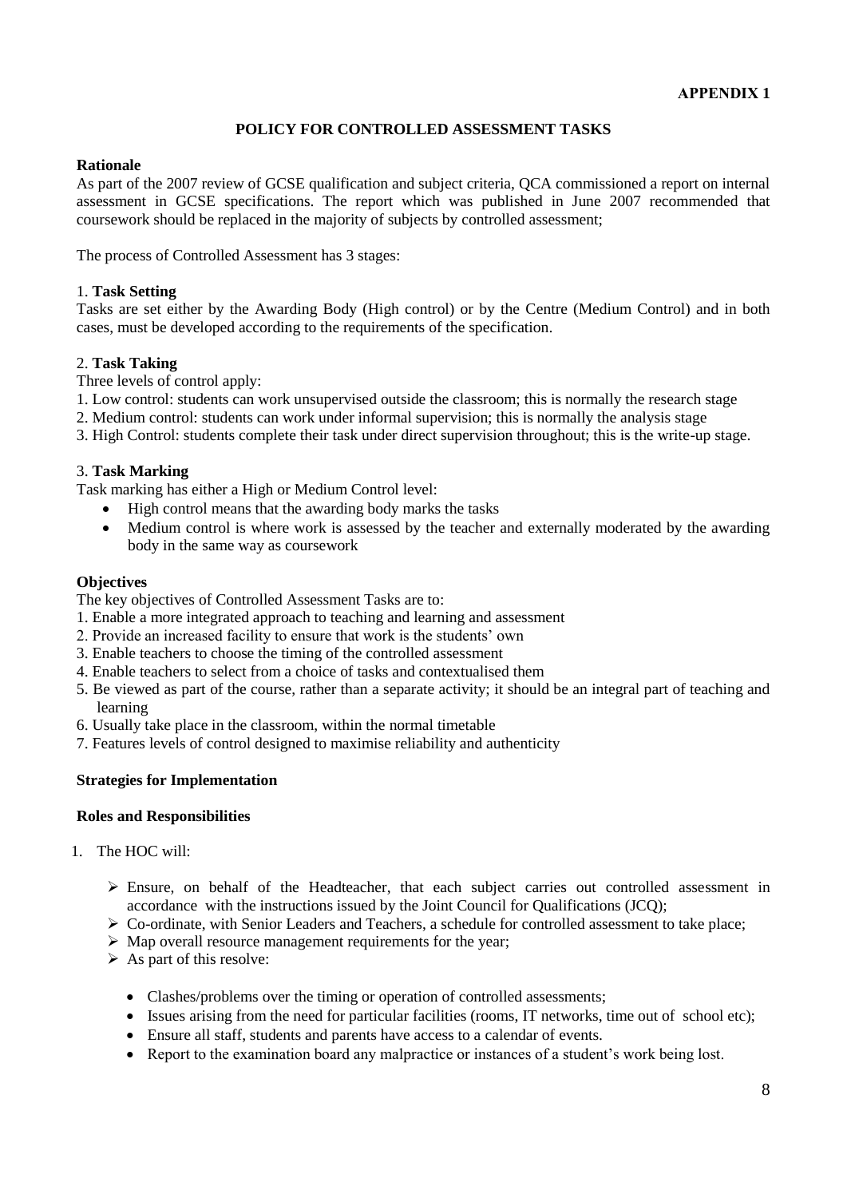**APPENDIX 1**

## POLICY FOR CONTROLLED ASSESSMENT TASKS

**Rationale**

As part of the 2007 review of GCSE qualification and subject criteria, QCA commissioned a report on internal assessment in GCSE specifications. The report which was published in June 2007 recommended that coursework should be replaced in the majority of subjects by controlled assessment;

The process of Controlled Assessment has 3 stages:

1. **Task Setting**

Tasks are set either by the Awarding Body (High control) or by the Centre (Medium Control) and in both cases, must be developed according to the requirements of the specification.

2. **Task Taking**

Three levels of control apply:

1. Low control: students can work unsupervised outside the classroom; this is normally the research stage
2. Medium control: students can work under informal supervision; this is normally the analysis stage
3. High Control: students complete their task under direct supervision throughout; this is the write-up stage.

3. **Task Marking**

Task marking has either a High or Medium Control level:

- High control means that the awarding body marks the tasks
- Medium control is where work is assessed by the teacher and externally moderated by the awarding body in the same way as coursework

**Objectives**

The key objectives of Controlled Assessment Tasks are to:

1. Enable a more integrated approach to teaching and learning and assessment
2. Provide an increased facility to ensure that work is the students' own
3. Enable teachers to choose the timing of the controlled assessment
4. Enable teachers to select from a choice of tasks and contextualised them
5. Be viewed as part of the course, rather than a separate activity; it should be an integral part of teaching and learning
6. Usually take place in the classroom, within the normal timetable
7. Features levels of control designed to maximise reliability and authenticity

**Strategies for Implementation**

**Roles and Responsibilities**

1. The HOC will:

   - Ensure, on behalf of the Headteacher, that each subject carries out controlled assessment in accordance with the instructions issued by the Joint Council for Qualifications (JCQ);
   - Co-ordinate, with Senior Leaders and Teachers, a schedule for controlled assessment to take place;
   - Map overall resource management requirements for the year;
   - As part of this resolve:
     - Clashes/problems over the timing or operation of controlled assessments;
     - Issues arising from the need for particular facilities (rooms, IT networks, time out of school etc);
     - Ensure all staff, students and parents have access to a calendar of events.
     - Report to the examination board any malpractice or instances of a student's work being lost.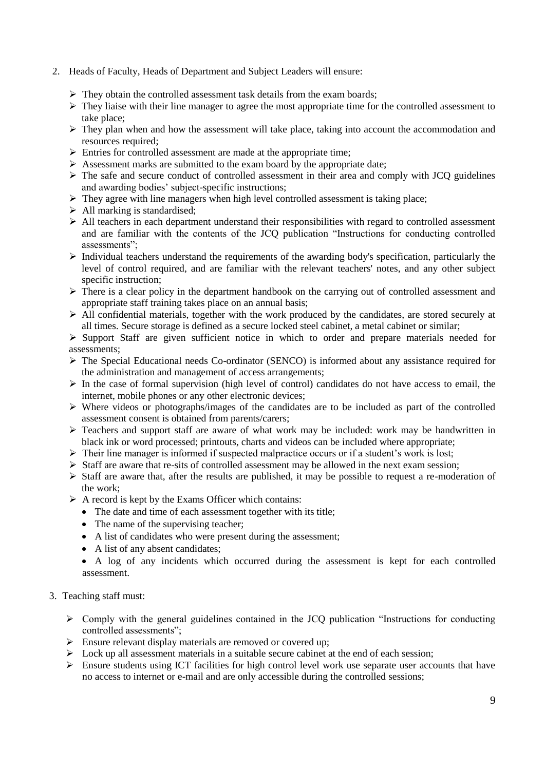2. Heads of Faculty, Heads of Department and Subject Leaders will ensure:

   - They obtain the controlled assessment task details from the exam boards;
   - They liaise with their line manager to agree the most appropriate time for the controlled assessment to take place;
   - They plan when and how the assessment will take place, taking into account the accommodation and resources required;
   - Entries for controlled assessment are made at the appropriate time;
   - Assessment marks are submitted to the exam board by the appropriate date;
   - The safe and secure conduct of controlled assessment in their area and comply with JCQ guidelines and awarding bodies' subject-specific instructions;
   - They agree with line managers when high level controlled assessment is taking place;
   - All marking is standardised;
   - All teachers in each department understand their responsibilities with regard to controlled assessment and are familiar with the contents of the JCQ publication "Instructions for conducting controlled assessments";
   - Individual teachers understand the requirements of the awarding body's specification, particularly the level of control required, and are familiar with the relevant teachers' notes, and any other subject specific instruction;
   - There is a clear policy in the department handbook on the carrying out of controlled assessment and appropriate staff training takes place on an annual basis;
   - All confidential materials, together with the work produced by the candidates, are stored securely at all times. Secure storage is defined as a secure locked steel cabinet, a metal cabinet or similar;
   - Support Staff are given sufficient notice in which to order and prepare materials needed for assessments;
   - The Special Educational needs Co-ordinator (SENCO) is informed about any assistance required for the administration and management of access arrangements;
   - In the case of formal supervision (high level of control) candidates do not have access to email, the internet, mobile phones or any other electronic devices;
   - Where videos or photographs/images of the candidates are to be included as part of the controlled assessment consent is obtained from parents/carers;
   - Teachers and support staff are aware of what work may be included: work may be handwritten in black ink or word processed; printouts, charts and videos can be included where appropriate;
   - Their line manager is informed if suspected malpractice occurs or if a student's work is lost;
   - Staff are aware that re-sits of controlled assessment may be allowed in the next exam session;
   - Staff are aware that, after the results are published, it may be possible to request a re-moderation of the work;
   - A record is kept by the Exams Officer which contains:
     - The date and time of each assessment together with its title;
     - The name of the supervising teacher;
     - A list of candidates who were present during the assessment;
     - A list of any absent candidates;
     - A log of any incidents which occurred during the assessment is kept for each controlled assessment.

3. Teaching staff must:

   - Comply with the general guidelines contained in the JCQ publication "Instructions for conducting controlled assessments";
   - Ensure relevant display materials are removed or covered up;
   - Lock up all assessment materials in a suitable secure cabinet at the end of each session;
   - Ensure students using ICT facilities for high control level work use separate user accounts that have no access to internet or e-mail and are only accessible during the controlled sessions;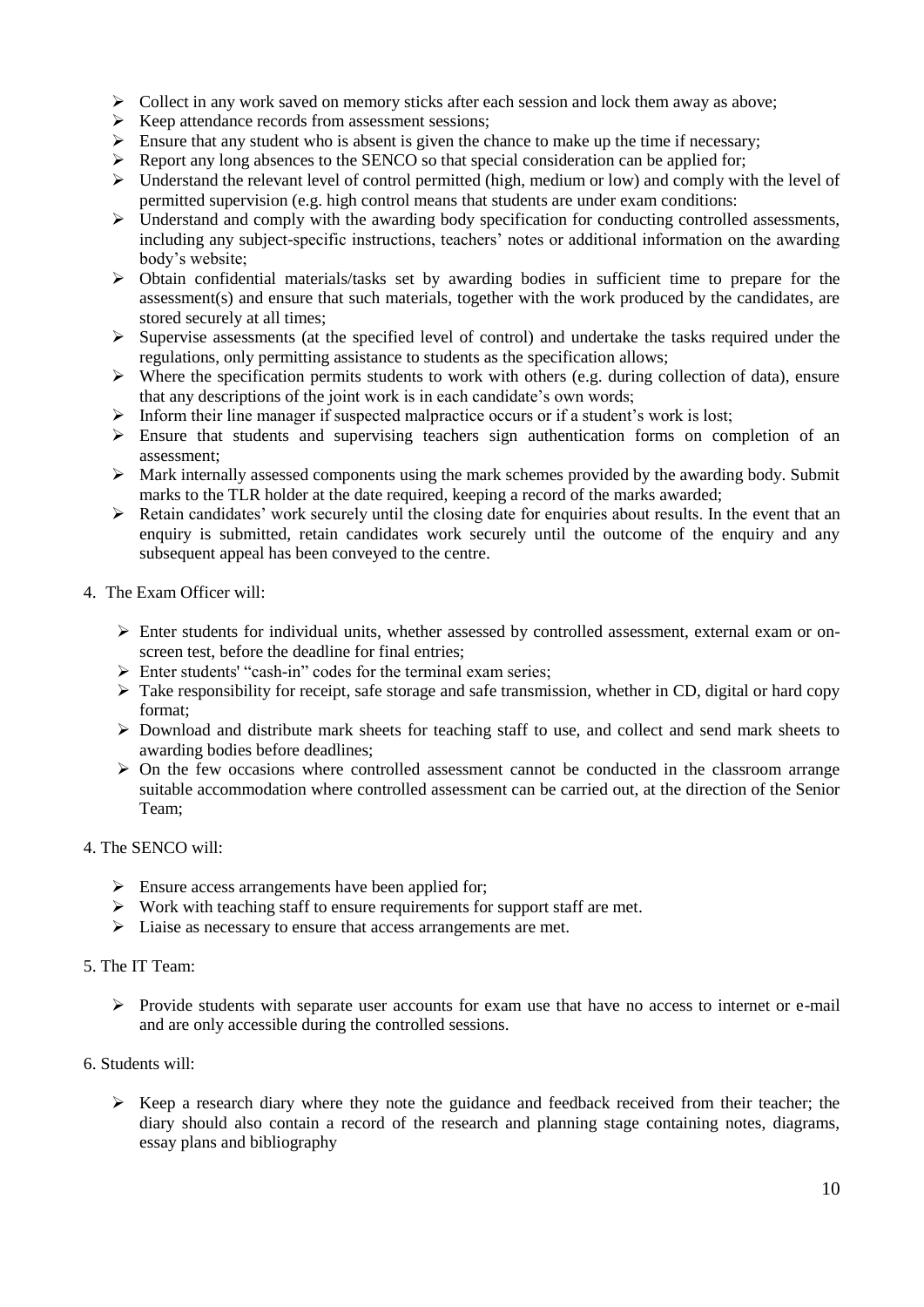- Collect in any work saved on memory sticks after each session and lock them away as above;
- Keep attendance records from assessment sessions;
- Ensure that any student who is absent is given the chance to make up the time if necessary;
- Report any long absences to the SENCO so that special consideration can be applied for;
- Understand the relevant level of control permitted (high, medium or low) and comply with the level of permitted supervision (e.g. high control means that students are under exam conditions:
- Understand and comply with the awarding body specification for conducting controlled assessments, including any subject-specific instructions, teachers' notes or additional information on the awarding body's website;
- Obtain confidential materials/tasks set by awarding bodies in sufficient time to prepare for the assessment(s) and ensure that such materials, together with the work produced by the candidates, are stored securely at all times;
- Supervise assessments (at the specified level of control) and undertake the tasks required under the regulations, only permitting assistance to students as the specification allows;
- Where the specification permits students to work with others (e.g. during collection of data), ensure that any descriptions of the joint work is in each candidate's own words;
- Inform their line manager if suspected malpractice occurs or if a student's work is lost;
- Ensure that students and supervising teachers sign authentication forms on completion of an assessment;
- Mark internally assessed components using the mark schemes provided by the awarding body. Submit marks to the TLR holder at the date required, keeping a record of the marks awarded;
- Retain candidates' work securely until the closing date for enquiries about results. In the event that an enquiry is submitted, retain candidates work securely until the outcome of the enquiry and any subsequent appeal has been conveyed to the centre.

4. The Exam Officer will:

- Enter students for individual units, whether assessed by controlled assessment, external exam or on-screen test, before the deadline for final entries;
- Enter students' "cash-in" codes for the terminal exam series;
- Take responsibility for receipt, safe storage and safe transmission, whether in CD, digital or hard copy format;
- Download and distribute mark sheets for teaching staff to use, and collect and send mark sheets to awarding bodies before deadlines;
- On the few occasions where controlled assessment cannot be conducted in the classroom arrange suitable accommodation where controlled assessment can be carried out, at the direction of the Senior Team;

4. The SENCO will:

- Ensure access arrangements have been applied for;
- Work with teaching staff to ensure requirements for support staff are met.
- Liaise as necessary to ensure that access arrangements are met.

5. The IT Team:

- Provide students with separate user accounts for exam use that have no access to internet or e-mail and are only accessible during the controlled sessions.

6. Students will:

- Keep a research diary where they note the guidance and feedback received from their teacher; the diary should also contain a record of the research and planning stage containing notes, diagrams, essay plans and bibliography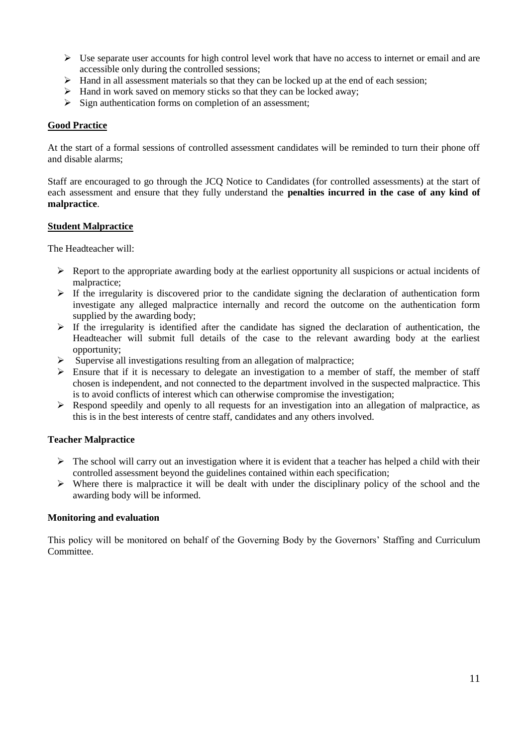- Use separate user accounts for high control level work that have no access to internet or email and are accessible only during the controlled sessions;
- Hand in all assessment materials so that they can be locked up at the end of each session;
- Hand in work saved on memory sticks so that they can be locked away;
- Sign authentication forms on completion of an assessment;

## Good Practice

At the start of a formal sessions of controlled assessment candidates will be reminded to turn their phone off and disable alarms;

Staff are encouraged to go through the JCQ Notice to Candidates (for controlled assessments) at the start of each assessment and ensure that they fully understand the **penalties incurred in the case of any kind of malpractice**.

## Student Malpractice

The Headteacher will:

- Report to the appropriate awarding body at the earliest opportunity all suspicions or actual incidents of malpractice;
- If the irregularity is discovered prior to the candidate signing the declaration of authentication form investigate any alleged malpractice internally and record the outcome on the authentication form supplied by the awarding body;
- If the irregularity is identified after the candidate has signed the declaration of authentication, the Headteacher will submit full details of the case to the relevant awarding body at the earliest opportunity;
- Supervise all investigations resulting from an allegation of malpractice;
- Ensure that if it is necessary to delegate an investigation to a member of staff, the member of staff chosen is independent, and not connected to the department involved in the suspected malpractice. This is to avoid conflicts of interest which can otherwise compromise the investigation;
- Respond speedily and openly to all requests for an investigation into an allegation of malpractice, as this is in the best interests of centre staff, candidates and any others involved.

## Teacher Malpractice

- The school will carry out an investigation where it is evident that a teacher has helped a child with their controlled assessment beyond the guidelines contained within each specification;
- Where there is malpractice it will be dealt with under the disciplinary policy of the school and the awarding body will be informed.

## Monitoring and evaluation

This policy will be monitored on behalf of the Governing Body by the Governors' Staffing and Curriculum Committee.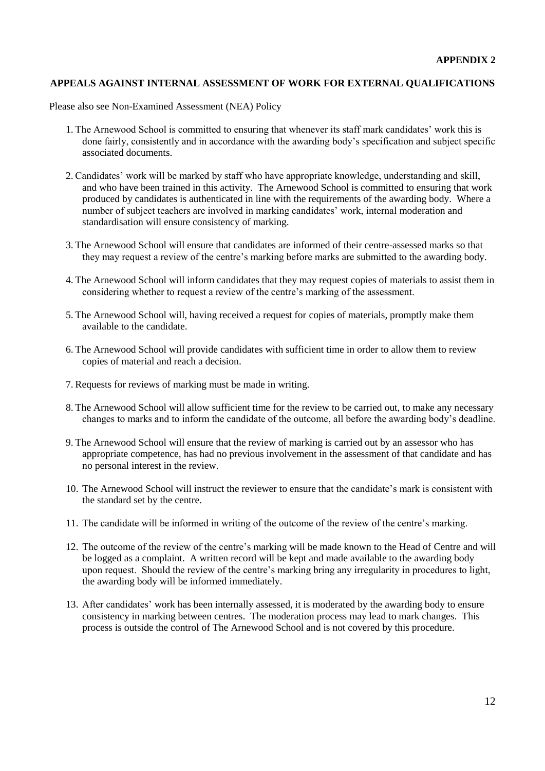**APPENDIX 2**

## APPEALS AGAINST INTERNAL ASSESSMENT OF WORK FOR EXTERNAL QUALIFICATIONS

Please also see Non-Examined Assessment (NEA) Policy

1. The Arnewood School is committed to ensuring that whenever its staff mark candidates' work this is done fairly, consistently and in accordance with the awarding body's specification and subject specific associated documents.

2. Candidates' work will be marked by staff who have appropriate knowledge, understanding and skill, and who have been trained in this activity. The Arnewood School is committed to ensuring that work produced by candidates is authenticated in line with the requirements of the awarding body. Where a number of subject teachers are involved in marking candidates' work, internal moderation and standardisation will ensure consistency of marking.

3. The Arnewood School will ensure that candidates are informed of their centre-assessed marks so that they may request a review of the centre's marking before marks are submitted to the awarding body.

4. The Arnewood School will inform candidates that they may request copies of materials to assist them in considering whether to request a review of the centre's marking of the assessment.

5. The Arnewood School will, having received a request for copies of materials, promptly make them available to the candidate.

6. The Arnewood School will provide candidates with sufficient time in order to allow them to review copies of material and reach a decision.

7. Requests for reviews of marking must be made in writing.

8. The Arnewood School will allow sufficient time for the review to be carried out, to make any necessary changes to marks and to inform the candidate of the outcome, all before the awarding body's deadline.

9. The Arnewood School will ensure that the review of marking is carried out by an assessor who has appropriate competence, has had no previous involvement in the assessment of that candidate and has no personal interest in the review.

10. The Arnewood School will instruct the reviewer to ensure that the candidate's mark is consistent with the standard set by the centre.

11. The candidate will be informed in writing of the outcome of the review of the centre's marking.

12. The outcome of the review of the centre's marking will be made known to the Head of Centre and will be logged as a complaint. A written record will be kept and made available to the awarding body upon request. Should the review of the centre's marking bring any irregularity in procedures to light, the awarding body will be informed immediately.

13. After candidates' work has been internally assessed, it is moderated by the awarding body to ensure consistency in marking between centres. The moderation process may lead to mark changes. This process is outside the control of The Arnewood School and is not covered by this procedure.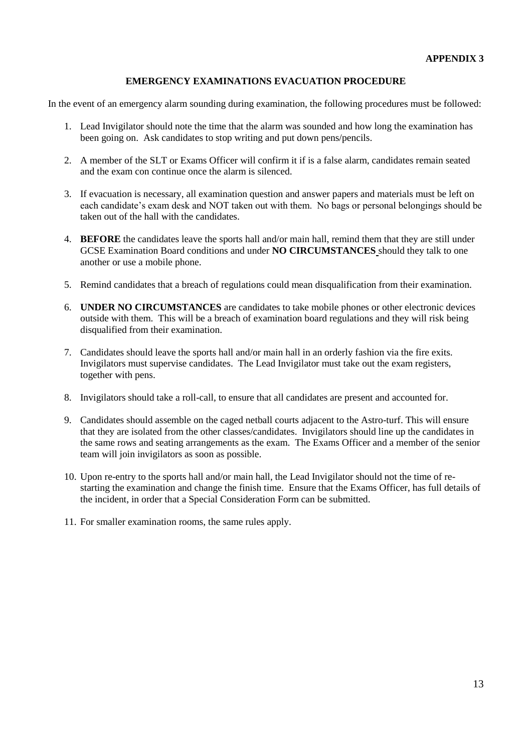**APPENDIX 3**

## EMERGENCY EXAMINATIONS EVACUATION PROCEDURE

In the event of an emergency alarm sounding during examination, the following procedures must be followed:

1. Lead Invigilator should note the time that the alarm was sounded and how long the examination has been going on. Ask candidates to stop writing and put down pens/pencils.

2. A member of the SLT or Exams Officer will confirm it if is a false alarm, candidates remain seated and the exam con continue once the alarm is silenced.

3. If evacuation is necessary, all examination question and answer papers and materials must be left on each candidate's exam desk and NOT taken out with them. No bags or personal belongings should be taken out of the hall with the candidates.

4. **BEFORE** the candidates leave the sports hall and/or main hall, remind them that they are still under GCSE Examination Board conditions and under **NO CIRCUMSTANCES** should they talk to one another or use a mobile phone.

5. Remind candidates that a breach of regulations could mean disqualification from their examination.

6. **UNDER NO CIRCUMSTANCES** are candidates to take mobile phones or other electronic devices outside with them. This will be a breach of examination board regulations and they will risk being disqualified from their examination.

7. Candidates should leave the sports hall and/or main hall in an orderly fashion via the fire exits. Invigilators must supervise candidates. The Lead Invigilator must take out the exam registers, together with pens.

8. Invigilators should take a roll-call, to ensure that all candidates are present and accounted for.

9. Candidates should assemble on the caged netball courts adjacent to the Astro-turf. This will ensure that they are isolated from the other classes/candidates. Invigilators should line up the candidates in the same rows and seating arrangements as the exam. The Exams Officer and a member of the senior team will join invigilators as soon as possible.

10. Upon re-entry to the sports hall and/or main hall, the Lead Invigilator should not the time of re-starting the examination and change the finish time. Ensure that the Exams Officer, has full details of the incident, in order that a Special Consideration Form can be submitted.

11. For smaller examination rooms, the same rules apply.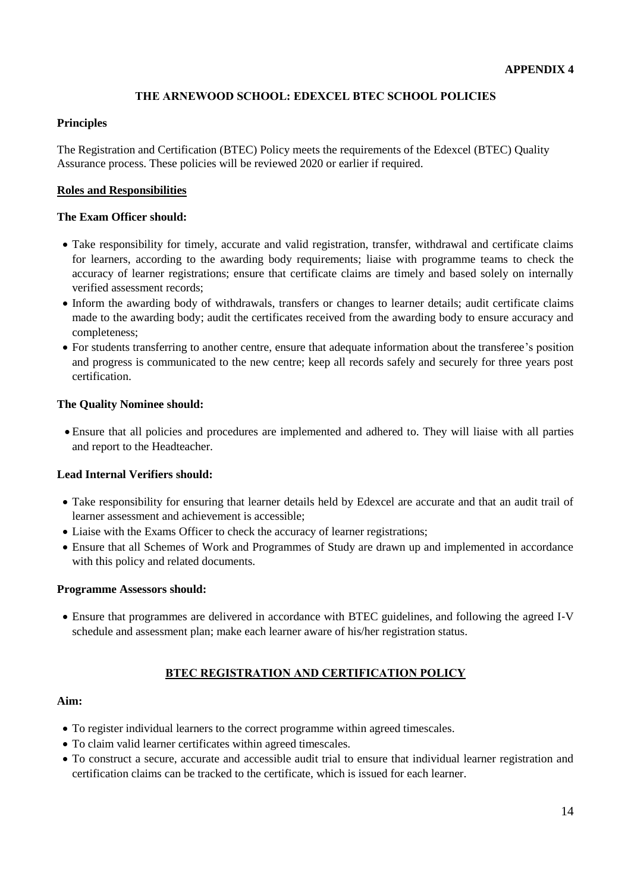**APPENDIX 4**

# THE ARNEWOOD SCHOOL: EDEXCEL BTEC SCHOOL POLICIES

**Principles**

The Registration and Certification (BTEC) Policy meets the requirements of the Edexcel (BTEC) Quality Assurance process. These policies will be reviewed 2020 or earlier if required.

## Roles and Responsibilities

**The Exam Officer should:**

- Take responsibility for timely, accurate and valid registration, transfer, withdrawal and certificate claims for learners, according to the awarding body requirements; liaise with programme teams to check the accuracy of learner registrations; ensure that certificate claims are timely and based solely on internally verified assessment records;
- Inform the awarding body of withdrawals, transfers or changes to learner details; audit certificate claims made to the awarding body; audit the certificates received from the awarding body to ensure accuracy and completeness;
- For students transferring to another centre, ensure that adequate information about the transferee's position and progress is communicated to the new centre; keep all records safely and securely for three years post certification.

**The Quality Nominee should:**

- Ensure that all policies and procedures are implemented and adhered to. They will liaise with all parties and report to the Headteacher.

**Lead Internal Verifiers should:**

- Take responsibility for ensuring that learner details held by Edexcel are accurate and that an audit trail of learner assessment and achievement is accessible;
- Liaise with the Exams Officer to check the accuracy of learner registrations;
- Ensure that all Schemes of Work and Programmes of Study are drawn up and implemented in accordance with this policy and related documents.

**Programme Assessors should:**

- Ensure that programmes are delivered in accordance with BTEC guidelines, and following the agreed I-V schedule and assessment plan; make each learner aware of his/her registration status.

## BTEC REGISTRATION AND CERTIFICATION POLICY

**Aim:**

- To register individual learners to the correct programme within agreed timescales.
- To claim valid learner certificates within agreed timescales.
- To construct a secure, accurate and accessible audit trial to ensure that individual learner registration and certification claims can be tracked to the certificate, which is issued for each learner.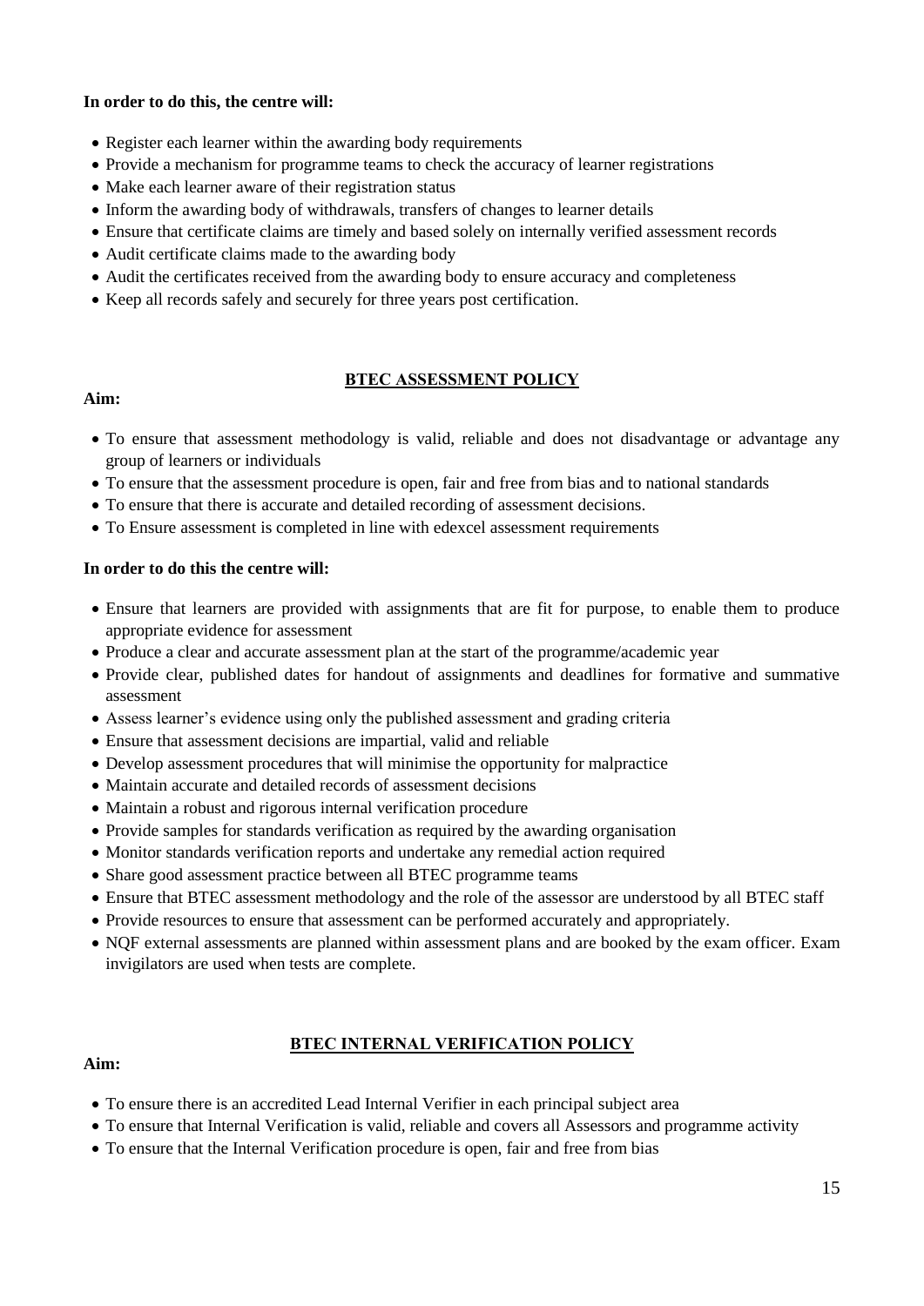**In order to do this, the centre will:**

- Register each learner within the awarding body requirements
- Provide a mechanism for programme teams to check the accuracy of learner registrations
- Make each learner aware of their registration status
- Inform the awarding body of withdrawals, transfers of changes to learner details
- Ensure that certificate claims are timely and based solely on internally verified assessment records
- Audit certificate claims made to the awarding body
- Audit the certificates received from the awarding body to ensure accuracy and completeness
- Keep all records safely and securely for three years post certification.

## BTEC ASSESSMENT POLICY

**Aim:**

- To ensure that assessment methodology is valid, reliable and does not disadvantage or advantage any group of learners or individuals
- To ensure that the assessment procedure is open, fair and free from bias and to national standards
- To ensure that there is accurate and detailed recording of assessment decisions.
- To Ensure assessment is completed in line with edexcel assessment requirements

**In order to do this the centre will:**

- Ensure that learners are provided with assignments that are fit for purpose, to enable them to produce appropriate evidence for assessment
- Produce a clear and accurate assessment plan at the start of the programme/academic year
- Provide clear, published dates for handout of assignments and deadlines for formative and summative assessment
- Assess learner's evidence using only the published assessment and grading criteria
- Ensure that assessment decisions are impartial, valid and reliable
- Develop assessment procedures that will minimise the opportunity for malpractice
- Maintain accurate and detailed records of assessment decisions
- Maintain a robust and rigorous internal verification procedure
- Provide samples for standards verification as required by the awarding organisation
- Monitor standards verification reports and undertake any remedial action required
- Share good assessment practice between all BTEC programme teams
- Ensure that BTEC assessment methodology and the role of the assessor are understood by all BTEC staff
- Provide resources to ensure that assessment can be performed accurately and appropriately.
- NQF external assessments are planned within assessment plans and are booked by the exam officer. Exam invigilators are used when tests are complete.

## BTEC INTERNAL VERIFICATION POLICY

**Aim:**

- To ensure there is an accredited Lead Internal Verifier in each principal subject area
- To ensure that Internal Verification is valid, reliable and covers all Assessors and programme activity
- To ensure that the Internal Verification procedure is open, fair and free from bias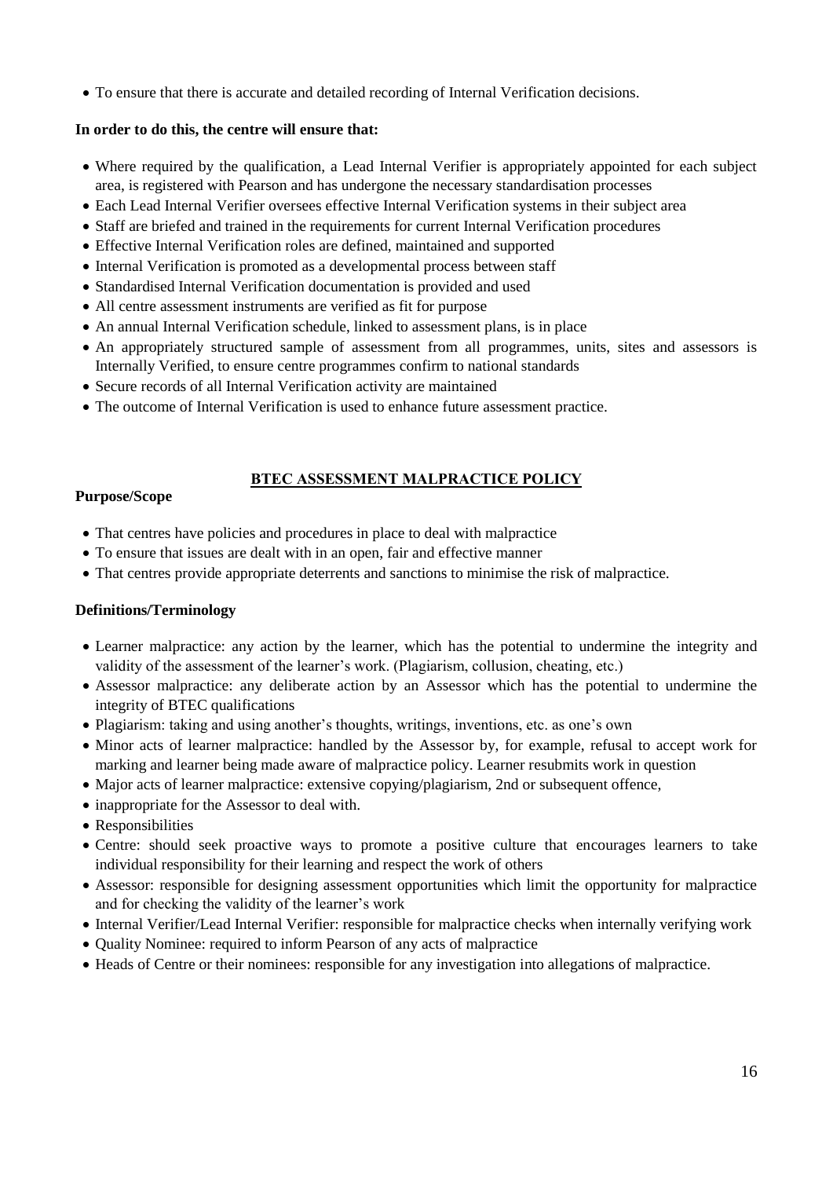- To ensure that there is accurate and detailed recording of Internal Verification decisions.

**In order to do this, the centre will ensure that:**

- Where required by the qualification, a Lead Internal Verifier is appropriately appointed for each subject area, is registered with Pearson and has undergone the necessary standardisation processes
- Each Lead Internal Verifier oversees effective Internal Verification systems in their subject area
- Staff are briefed and trained in the requirements for current Internal Verification procedures
- Effective Internal Verification roles are defined, maintained and supported
- Internal Verification is promoted as a developmental process between staff
- Standardised Internal Verification documentation is provided and used
- All centre assessment instruments are verified as fit for purpose
- An annual Internal Verification schedule, linked to assessment plans, is in place
- An appropriately structured sample of assessment from all programmes, units, sites and assessors is Internally Verified, to ensure centre programmes confirm to national standards
- Secure records of all Internal Verification activity are maintained
- The outcome of Internal Verification is used to enhance future assessment practice.

## BTEC ASSESSMENT MALPRACTICE POLICY

**Purpose/Scope**

- That centres have policies and procedures in place to deal with malpractice
- To ensure that issues are dealt with in an open, fair and effective manner
- That centres provide appropriate deterrents and sanctions to minimise the risk of malpractice.

**Definitions/Terminology**

- Learner malpractice: any action by the learner, which has the potential to undermine the integrity and validity of the assessment of the learner's work. (Plagiarism, collusion, cheating, etc.)
- Assessor malpractice: any deliberate action by an Assessor which has the potential to undermine the integrity of BTEC qualifications
- Plagiarism: taking and using another's thoughts, writings, inventions, etc. as one's own
- Minor acts of learner malpractice: handled by the Assessor by, for example, refusal to accept work for marking and learner being made aware of malpractice policy. Learner resubmits work in question
- Major acts of learner malpractice: extensive copying/plagiarism, 2nd or subsequent offence,
- inappropriate for the Assessor to deal with.
- Responsibilities
- Centre: should seek proactive ways to promote a positive culture that encourages learners to take individual responsibility for their learning and respect the work of others
- Assessor: responsible for designing assessment opportunities which limit the opportunity for malpractice and for checking the validity of the learner's work
- Internal Verifier/Lead Internal Verifier: responsible for malpractice checks when internally verifying work
- Quality Nominee: required to inform Pearson of any acts of malpractice
- Heads of Centre or their nominees: responsible for any investigation into allegations of malpractice.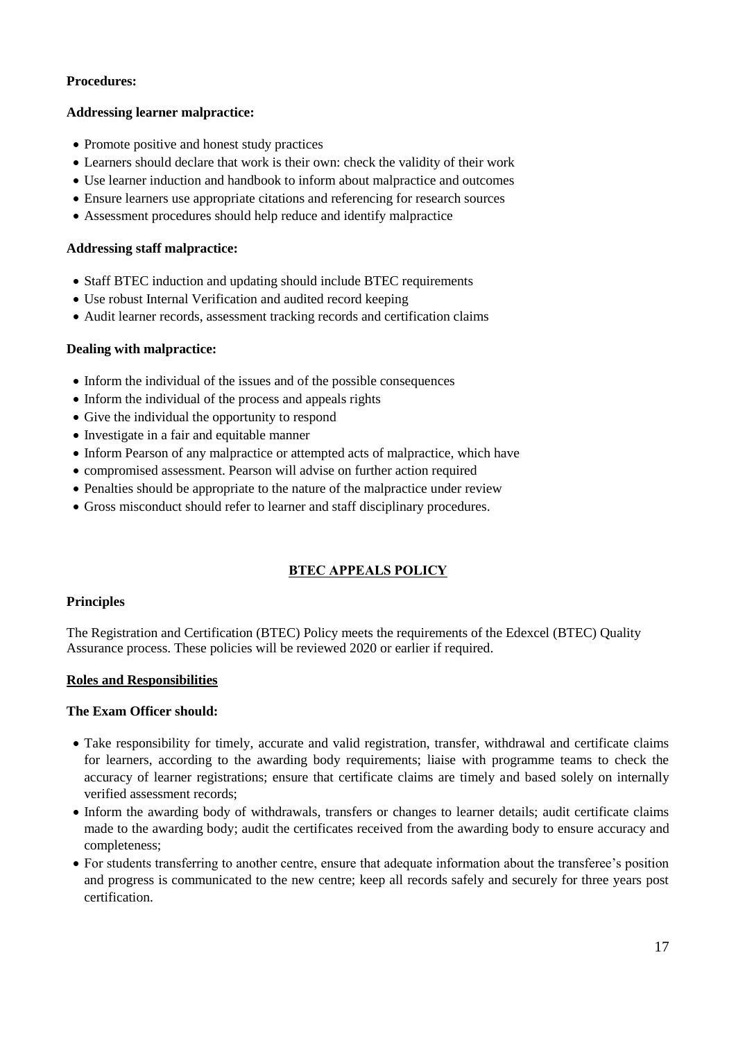**Procedures:**

**Addressing learner malpractice:**

- Promote positive and honest study practices
- Learners should declare that work is their own: check the validity of their work
- Use learner induction and handbook to inform about malpractice and outcomes
- Ensure learners use appropriate citations and referencing for research sources
- Assessment procedures should help reduce and identify malpractice

**Addressing staff malpractice:**

- Staff BTEC induction and updating should include BTEC requirements
- Use robust Internal Verification and audited record keeping
- Audit learner records, assessment tracking records and certification claims

**Dealing with malpractice:**

- Inform the individual of the issues and of the possible consequences
- Inform the individual of the process and appeals rights
- Give the individual the opportunity to respond
- Investigate in a fair and equitable manner
- Inform Pearson of any malpractice or attempted acts of malpractice, which have
- compromised assessment. Pearson will advise on further action required
- Penalties should be appropriate to the nature of the malpractice under review
- Gross misconduct should refer to learner and staff disciplinary procedures.

## BTEC APPEALS POLICY

**Principles**

The Registration and Certification (BTEC) Policy meets the requirements of the Edexcel (BTEC) Quality Assurance process. These policies will be reviewed 2020 or earlier if required.

**Roles and Responsibilities**

**The Exam Officer should:**

- Take responsibility for timely, accurate and valid registration, transfer, withdrawal and certificate claims for learners, according to the awarding body requirements; liaise with programme teams to check the accuracy of learner registrations; ensure that certificate claims are timely and based solely on internally verified assessment records;
- Inform the awarding body of withdrawals, transfers or changes to learner details; audit certificate claims made to the awarding body; audit the certificates received from the awarding body to ensure accuracy and completeness;
- For students transferring to another centre, ensure that adequate information about the transferee's position and progress is communicated to the new centre; keep all records safely and securely for three years post certification.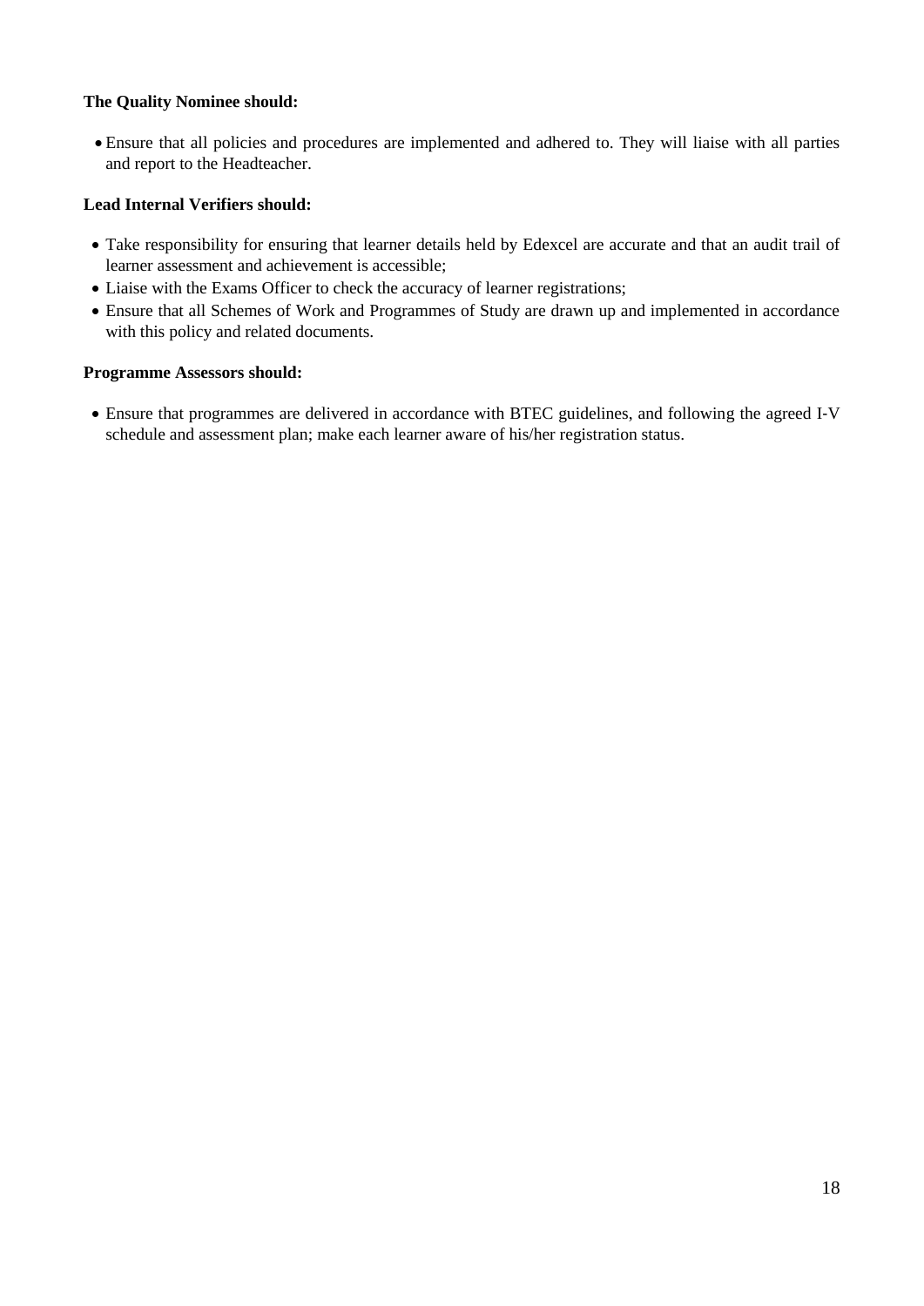**The Quality Nominee should:**

- Ensure that all policies and procedures are implemented and adhered to. They will liaise with all parties and report to the Headteacher.

**Lead Internal Verifiers should:**

- Take responsibility for ensuring that learner details held by Edexcel are accurate and that an audit trail of learner assessment and achievement is accessible;
- Liaise with the Exams Officer to check the accuracy of learner registrations;
- Ensure that all Schemes of Work and Programmes of Study are drawn up and implemented in accordance with this policy and related documents.

**Programme Assessors should:**

- Ensure that programmes are delivered in accordance with BTEC guidelines, and following the agreed I-V schedule and assessment plan; make each learner aware of his/her registration status.